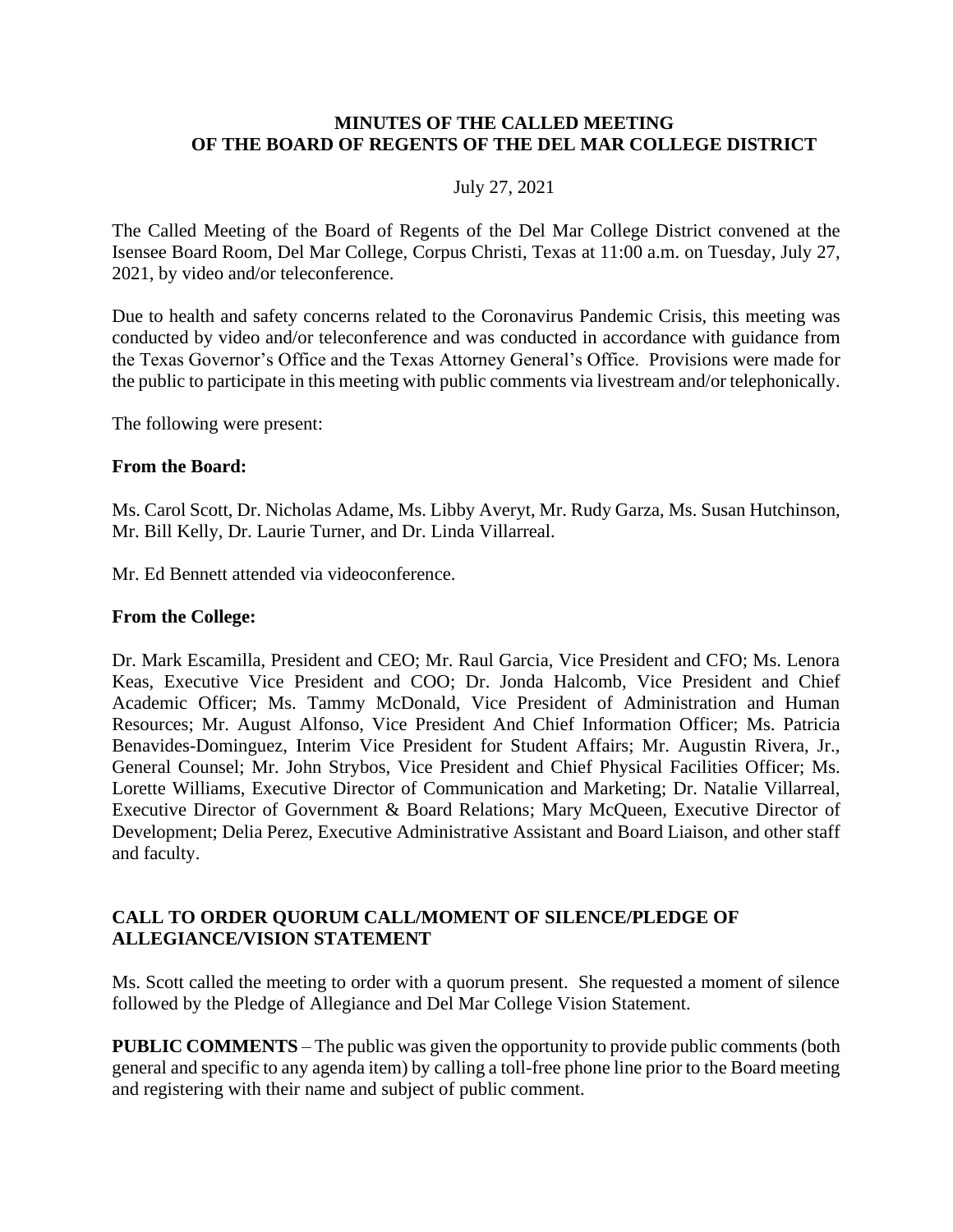**MINUTES OF THE CALLED MEETING**
**OF THE BOARD OF REGENTS OF THE DEL MAR COLLEGE DISTRICT**

July 27, 2021

The Called Meeting of the Board of Regents of the Del Mar College District convened at the Isensee Board Room, Del Mar College, Corpus Christi, Texas at 11:00 a.m. on Tuesday, July 27, 2021, by video and/or teleconference.

Due to health and safety concerns related to the Coronavirus Pandemic Crisis, this meeting was conducted by video and/or teleconference and was conducted in accordance with guidance from the Texas Governor's Office and the Texas Attorney General's Office. Provisions were made for the public to participate in this meeting with public comments via livestream and/or telephonically.

The following were present:

**From the Board:**

Ms. Carol Scott, Dr. Nicholas Adame, Ms. Libby Averyt, Mr. Rudy Garza, Ms. Susan Hutchinson, Mr. Bill Kelly, Dr. Laurie Turner, and Dr. Linda Villarreal.

Mr. Ed Bennett attended via videoconference.

**From the College:**

Dr. Mark Escamilla, President and CEO; Mr. Raul Garcia, Vice President and CFO; Ms. Lenora Keas, Executive Vice President and COO; Dr. Jonda Halcomb, Vice President and Chief Academic Officer; Ms. Tammy McDonald, Vice President of Administration and Human Resources; Mr. August Alfonso, Vice President And Chief Information Officer; Ms. Patricia Benavides-Dominguez, Interim Vice President for Student Affairs; Mr. Augustin Rivera, Jr., General Counsel; Mr. John Strybos, Vice President and Chief Physical Facilities Officer; Ms. Lorette Williams, Executive Director of Communication and Marketing; Dr. Natalie Villarreal, Executive Director of Government & Board Relations; Mary McQueen, Executive Director of Development; Delia Perez, Executive Administrative Assistant and Board Liaison, and other staff and faculty.

**CALL TO ORDER QUORUM CALL/MOMENT OF SILENCE/PLEDGE OF ALLEGIANCE/VISION STATEMENT**

Ms. Scott called the meeting to order with a quorum present. She requested a moment of silence followed by the Pledge of Allegiance and Del Mar College Vision Statement.

**PUBLIC COMMENTS** – The public was given the opportunity to provide public comments (both general and specific to any agenda item) by calling a toll-free phone line prior to the Board meeting and registering with their name and subject of public comment.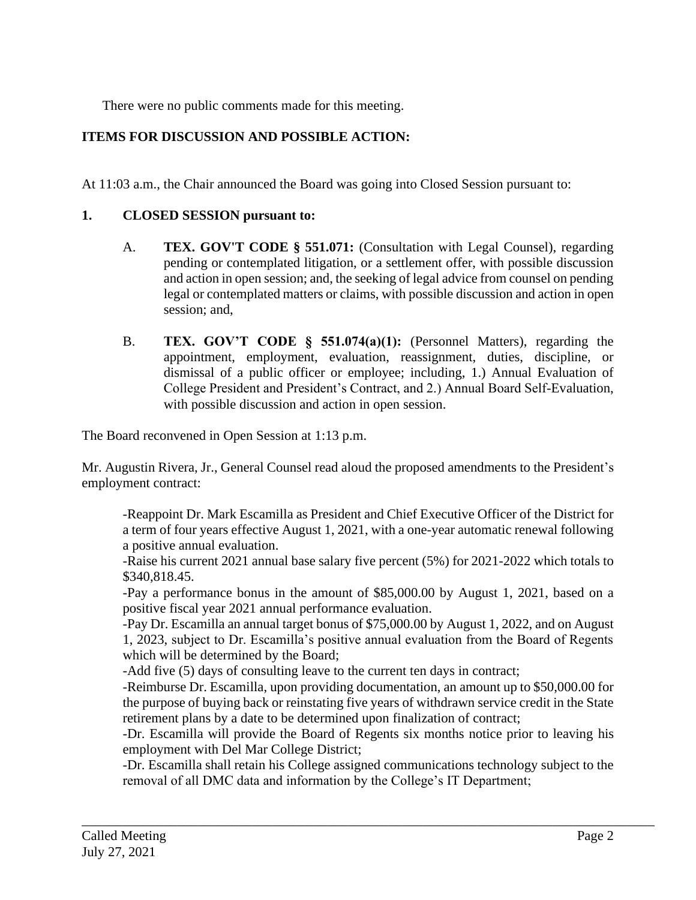There were no public comments made for this meeting.

**ITEMS FOR DISCUSSION AND POSSIBLE ACTION:**

At 11:03 a.m., the Chair announced the Board was going into Closed Session pursuant to:

**1. CLOSED SESSION pursuant to:**

A. **TEX. GOV'T CODE § 551.071:** (Consultation with Legal Counsel), regarding pending or contemplated litigation, or a settlement offer, with possible discussion and action in open session; and, the seeking of legal advice from counsel on pending legal or contemplated matters or claims, with possible discussion and action in open session; and,

B. **TEX. GOV'T CODE § 551.074(a)(1):** (Personnel Matters), regarding the appointment, employment, evaluation, reassignment, duties, discipline, or dismissal of a public officer or employee; including, 1.) Annual Evaluation of College President and President's Contract, and 2.) Annual Board Self-Evaluation, with possible discussion and action in open session.

The Board reconvened in Open Session at 1:13 p.m.

Mr. Augustin Rivera, Jr., General Counsel read aloud the proposed amendments to the President's employment contract:

-Reappoint Dr. Mark Escamilla as President and Chief Executive Officer of the District for a term of four years effective August 1, 2021, with a one-year automatic renewal following a positive annual evaluation.
-Raise his current 2021 annual base salary five percent (5%) for 2021-2022 which totals to $340,818.45.
-Pay a performance bonus in the amount of $85,000.00 by August 1, 2021, based on a positive fiscal year 2021 annual performance evaluation.
-Pay Dr. Escamilla an annual target bonus of $75,000.00 by August 1, 2022, and on August 1, 2023, subject to Dr. Escamilla's positive annual evaluation from the Board of Regents which will be determined by the Board;
-Add five (5) days of consulting leave to the current ten days in contract;
-Reimburse Dr. Escamilla, upon providing documentation, an amount up to $50,000.00 for the purpose of buying back or reinstating five years of withdrawn service credit in the State retirement plans by a date to be determined upon finalization of contract;
-Dr. Escamilla will provide the Board of Regents six months notice prior to leaving his employment with Del Mar College District;
-Dr. Escamilla shall retain his College assigned communications technology subject to the removal of all DMC data and information by the College's IT Department;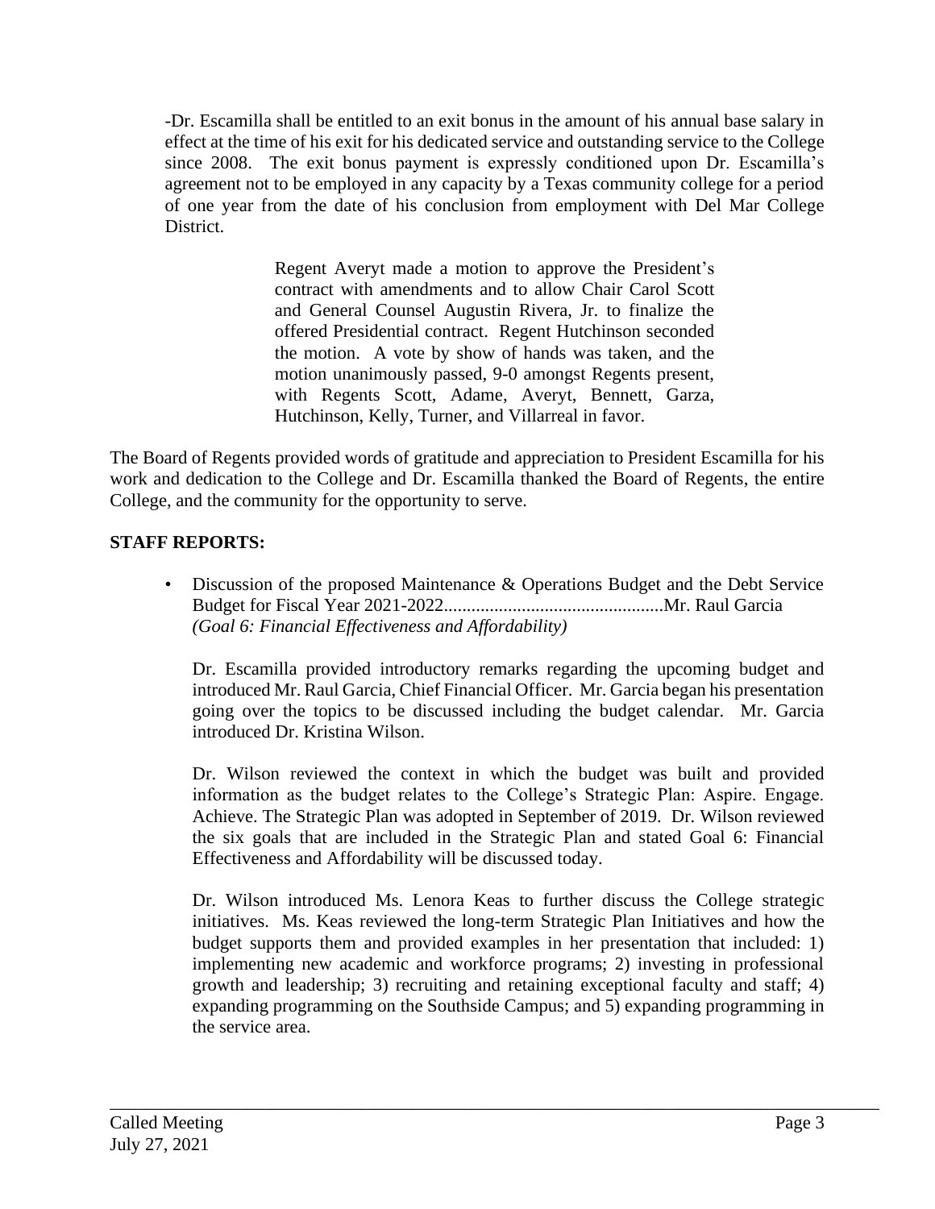-Dr. Escamilla shall be entitled to an exit bonus in the amount of his annual base salary in effect at the time of his exit for his dedicated service and outstanding service to the College since 2008. The exit bonus payment is expressly conditioned upon Dr. Escamilla's agreement not to be employed in any capacity by a Texas community college for a period of one year from the date of his conclusion from employment with Del Mar College District.

> Regent Averyt made a motion to approve the President's contract with amendments and to allow Chair Carol Scott and General Counsel Augustin Rivera, Jr. to finalize the offered Presidential contract. Regent Hutchinson seconded the motion. A vote by show of hands was taken, and the motion unanimously passed, 9-0 amongst Regents present, with Regents Scott, Adame, Averyt, Bennett, Garza, Hutchinson, Kelly, Turner, and Villarreal in favor.

The Board of Regents provided words of gratitude and appreciation to President Escamilla for his work and dedication to the College and Dr. Escamilla thanked the Board of Regents, the entire College, and the community for the opportunity to serve.

**STAFF REPORTS:**

- Discussion of the proposed Maintenance & Operations Budget and the Debt Service Budget for Fiscal Year 2021-2022................................................Mr. Raul Garcia
  *(Goal 6: Financial Effectiveness and Affordability)*

  Dr. Escamilla provided introductory remarks regarding the upcoming budget and introduced Mr. Raul Garcia, Chief Financial Officer. Mr. Garcia began his presentation going over the topics to be discussed including the budget calendar. Mr. Garcia introduced Dr. Kristina Wilson.

  Dr. Wilson reviewed the context in which the budget was built and provided information as the budget relates to the College's Strategic Plan: Aspire. Engage. Achieve. The Strategic Plan was adopted in September of 2019. Dr. Wilson reviewed the six goals that are included in the Strategic Plan and stated Goal 6: Financial Effectiveness and Affordability will be discussed today.

  Dr. Wilson introduced Ms. Lenora Keas to further discuss the College strategic initiatives. Ms. Keas reviewed the long-term Strategic Plan Initiatives and how the budget supports them and provided examples in her presentation that included: 1) implementing new academic and workforce programs; 2) investing in professional growth and leadership; 3) recruiting and retaining exceptional faculty and staff; 4) expanding programming on the Southside Campus; and 5) expanding programming in the service area.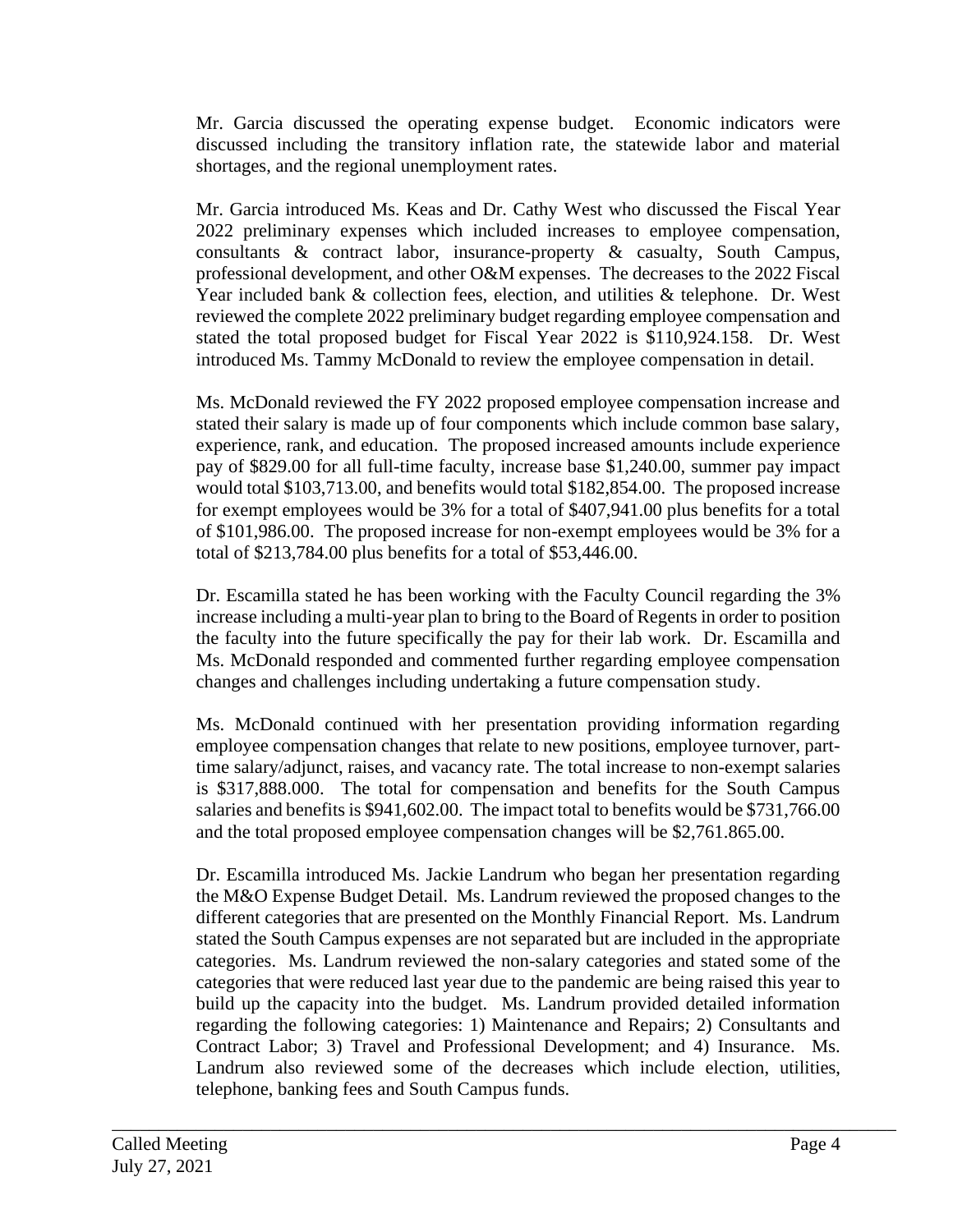Mr. Garcia discussed the operating expense budget. Economic indicators were discussed including the transitory inflation rate, the statewide labor and material shortages, and the regional unemployment rates.

Mr. Garcia introduced Ms. Keas and Dr. Cathy West who discussed the Fiscal Year 2022 preliminary expenses which included increases to employee compensation, consultants & contract labor, insurance-property & casualty, South Campus, professional development, and other O&M expenses. The decreases to the 2022 Fiscal Year included bank & collection fees, election, and utilities & telephone. Dr. West reviewed the complete 2022 preliminary budget regarding employee compensation and stated the total proposed budget for Fiscal Year 2022 is $110,924.158. Dr. West introduced Ms. Tammy McDonald to review the employee compensation in detail.

Ms. McDonald reviewed the FY 2022 proposed employee compensation increase and stated their salary is made up of four components which include common base salary, experience, rank, and education. The proposed increased amounts include experience pay of $829.00 for all full-time faculty, increase base $1,240.00, summer pay impact would total $103,713.00, and benefits would total $182,854.00. The proposed increase for exempt employees would be 3% for a total of $407,941.00 plus benefits for a total of $101,986.00. The proposed increase for non-exempt employees would be 3% for a total of $213,784.00 plus benefits for a total of $53,446.00.

Dr. Escamilla stated he has been working with the Faculty Council regarding the 3% increase including a multi-year plan to bring to the Board of Regents in order to position the faculty into the future specifically the pay for their lab work. Dr. Escamilla and Ms. McDonald responded and commented further regarding employee compensation changes and challenges including undertaking a future compensation study.

Ms. McDonald continued with her presentation providing information regarding employee compensation changes that relate to new positions, employee turnover, part-time salary/adjunct, raises, and vacancy rate. The total increase to non-exempt salaries is $317,888.000. The total for compensation and benefits for the South Campus salaries and benefits is $941,602.00. The impact total to benefits would be $731,766.00 and the total proposed employee compensation changes will be $2,761.865.00.

Dr. Escamilla introduced Ms. Jackie Landrum who began her presentation regarding the M&O Expense Budget Detail. Ms. Landrum reviewed the proposed changes to the different categories that are presented on the Monthly Financial Report. Ms. Landrum stated the South Campus expenses are not separated but are included in the appropriate categories. Ms. Landrum reviewed the non-salary categories and stated some of the categories that were reduced last year due to the pandemic are being raised this year to build up the capacity into the budget. Ms. Landrum provided detailed information regarding the following categories: 1) Maintenance and Repairs; 2) Consultants and Contract Labor; 3) Travel and Professional Development; and 4) Insurance. Ms. Landrum also reviewed some of the decreases which include election, utilities, telephone, banking fees and South Campus funds.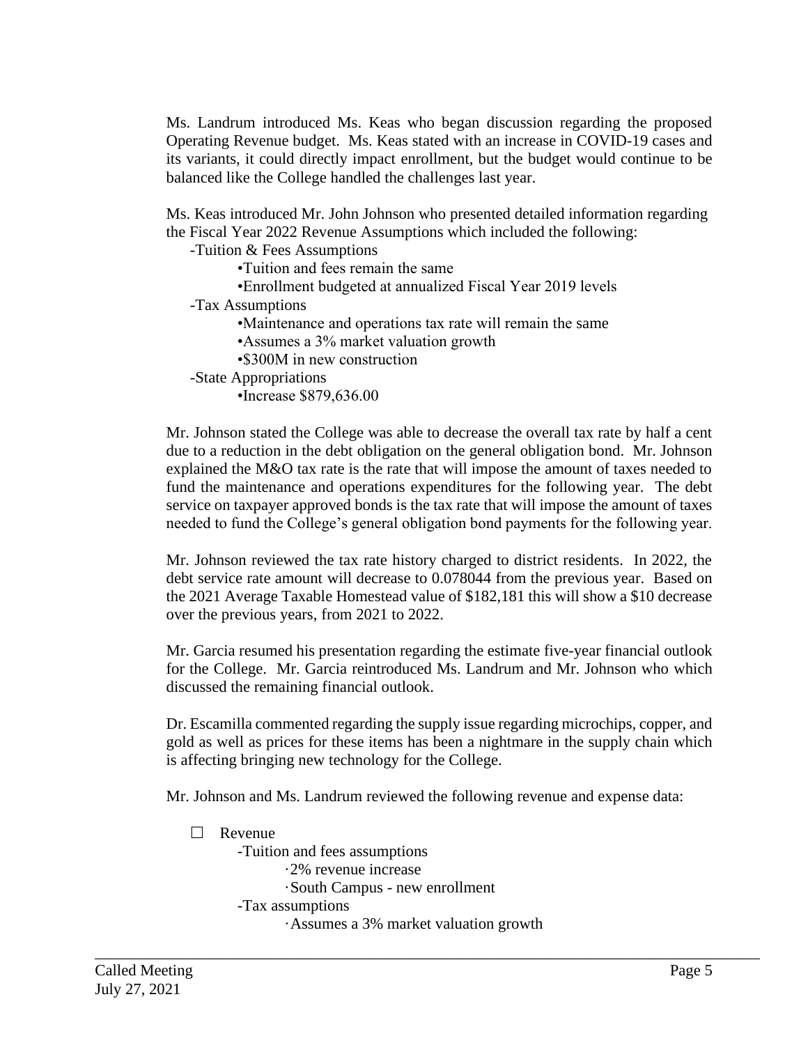Ms. Landrum introduced Ms. Keas who began discussion regarding the proposed Operating Revenue budget. Ms. Keas stated with an increase in COVID-19 cases and its variants, it could directly impact enrollment, but the budget would continue to be balanced like the College handled the challenges last year.

Ms. Keas introduced Mr. John Johnson who presented detailed information regarding the Fiscal Year 2022 Revenue Assumptions which included the following:

- Tuition & Fees Assumptions
  - Tuition and fees remain the same
  - Enrollment budgeted at annualized Fiscal Year 2019 levels
- Tax Assumptions
  - Maintenance and operations tax rate will remain the same
  - Assumes a 3% market valuation growth
  - $300M in new construction
- State Appropriations
  - Increase $879,636.00

Mr. Johnson stated the College was able to decrease the overall tax rate by half a cent due to a reduction in the debt obligation on the general obligation bond. Mr. Johnson explained the M&O tax rate is the rate that will impose the amount of taxes needed to fund the maintenance and operations expenditures for the following year. The debt service on taxpayer approved bonds is the tax rate that will impose the amount of taxes needed to fund the College's general obligation bond payments for the following year.

Mr. Johnson reviewed the tax rate history charged to district residents. In 2022, the debt service rate amount will decrease to 0.078044 from the previous year. Based on the 2021 Average Taxable Homestead value of $182,181 this will show a $10 decrease over the previous years, from 2021 to 2022.

Mr. Garcia resumed his presentation regarding the estimate five-year financial outlook for the College. Mr. Garcia reintroduced Ms. Landrum and Mr. Johnson who which discussed the remaining financial outlook.

Dr. Escamilla commented regarding the supply issue regarding microchips, copper, and gold as well as prices for these items has been a nightmare in the supply chain which is affecting bringing new technology for the College.

Mr. Johnson and Ms. Landrum reviewed the following revenue and expense data:

- Revenue
  - Tuition and fees assumptions
    - 2% revenue increase
    - South Campus - new enrollment
  - Tax assumptions
    - Assumes a 3% market valuation growth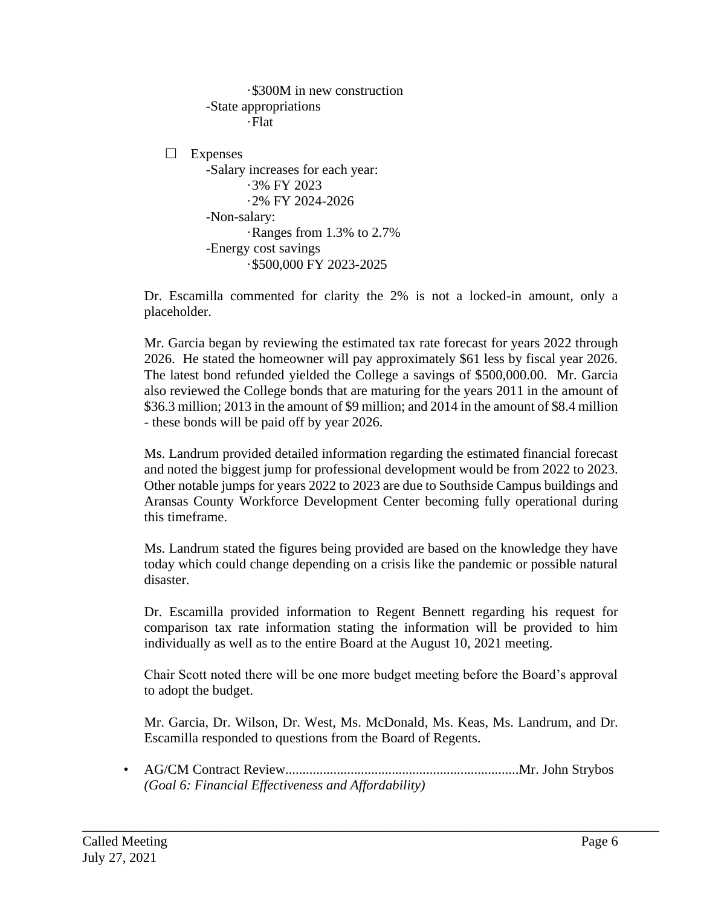- $300M in new construction

- State appropriations
  - Flat

☐ Expenses

- Salary increases for each year:
  - 3% FY 2023
  - 2% FY 2024-2026
- Non-salary:
  - Ranges from 1.3% to 2.7%
- Energy cost savings
  - $500,000 FY 2023-2025

Dr. Escamilla commented for clarity the 2% is not a locked-in amount, only a placeholder.

Mr. Garcia began by reviewing the estimated tax rate forecast for years 2022 through 2026. He stated the homeowner will pay approximately $61 less by fiscal year 2026. The latest bond refunded yielded the College a savings of $500,000.00. Mr. Garcia also reviewed the College bonds that are maturing for the years 2011 in the amount of $36.3 million; 2013 in the amount of $9 million; and 2014 in the amount of $8.4 million - these bonds will be paid off by year 2026.

Ms. Landrum provided detailed information regarding the estimated financial forecast and noted the biggest jump for professional development would be from 2022 to 2023. Other notable jumps for years 2022 to 2023 are due to Southside Campus buildings and Aransas County Workforce Development Center becoming fully operational during this timeframe.

Ms. Landrum stated the figures being provided are based on the knowledge they have today which could change depending on a crisis like the pandemic or possible natural disaster.

Dr. Escamilla provided information to Regent Bennett regarding his request for comparison tax rate information stating the information will be provided to him individually as well as to the entire Board at the August 10, 2021 meeting.

Chair Scott noted there will be one more budget meeting before the Board's approval to adopt the budget.

Mr. Garcia, Dr. Wilson, Dr. West, Ms. McDonald, Ms. Keas, Ms. Landrum, and Dr. Escamilla responded to questions from the Board of Regents.

- AG/CM Contract Review....................................................................Mr. John Strybos
  *(Goal 6: Financial Effectiveness and Affordability)*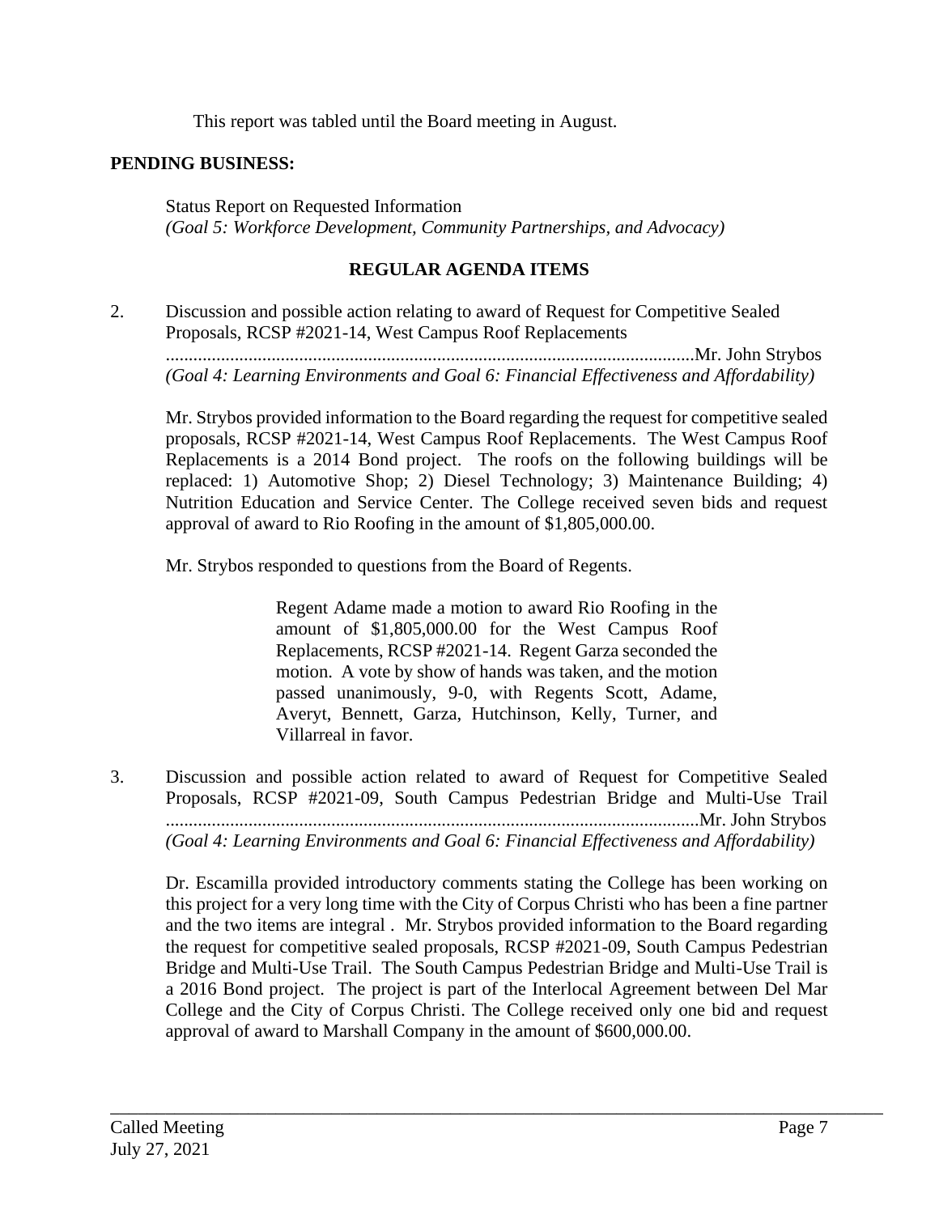This report was tabled until the Board meeting in August.

**PENDING BUSINESS:**

Status Report on Requested Information
*(Goal 5: Workforce Development, Community Partnerships, and Advocacy)*

**REGULAR AGENDA ITEMS**

2. Discussion and possible action relating to award of Request for Competitive Sealed Proposals, RCSP #2021-14, West Campus Roof Replacements ....................................................................................................................Mr. John Strybos
*(Goal 4: Learning Environments and Goal 6: Financial Effectiveness and Affordability)*

Mr. Strybos provided information to the Board regarding the request for competitive sealed proposals, RCSP #2021-14, West Campus Roof Replacements. The West Campus Roof Replacements is a 2014 Bond project. The roofs on the following buildings will be replaced: 1) Automotive Shop; 2) Diesel Technology; 3) Maintenance Building; 4) Nutrition Education and Service Center. The College received seven bids and request approval of award to Rio Roofing in the amount of $1,805,000.00.

Mr. Strybos responded to questions from the Board of Regents.

> Regent Adame made a motion to award Rio Roofing in the amount of $1,805,000.00 for the West Campus Roof Replacements, RCSP #2021-14. Regent Garza seconded the motion. A vote by show of hands was taken, and the motion passed unanimously, 9-0, with Regents Scott, Adame, Averyt, Bennett, Garza, Hutchinson, Kelly, Turner, and Villarreal in favor.

3. Discussion and possible action related to award of Request for Competitive Sealed Proposals, RCSP #2021-09, South Campus Pedestrian Bridge and Multi-Use Trail ....................................................................................................................Mr. John Strybos
*(Goal 4: Learning Environments and Goal 6: Financial Effectiveness and Affordability)*

Dr. Escamilla provided introductory comments stating the College has been working on this project for a very long time with the City of Corpus Christi who has been a fine partner and the two items are integral . Mr. Strybos provided information to the Board regarding the request for competitive sealed proposals, RCSP #2021-09, South Campus Pedestrian Bridge and Multi-Use Trail. The South Campus Pedestrian Bridge and Multi-Use Trail is a 2016 Bond project. The project is part of the Interlocal Agreement between Del Mar College and the City of Corpus Christi. The College received only one bid and request approval of award to Marshall Company in the amount of $600,000.00.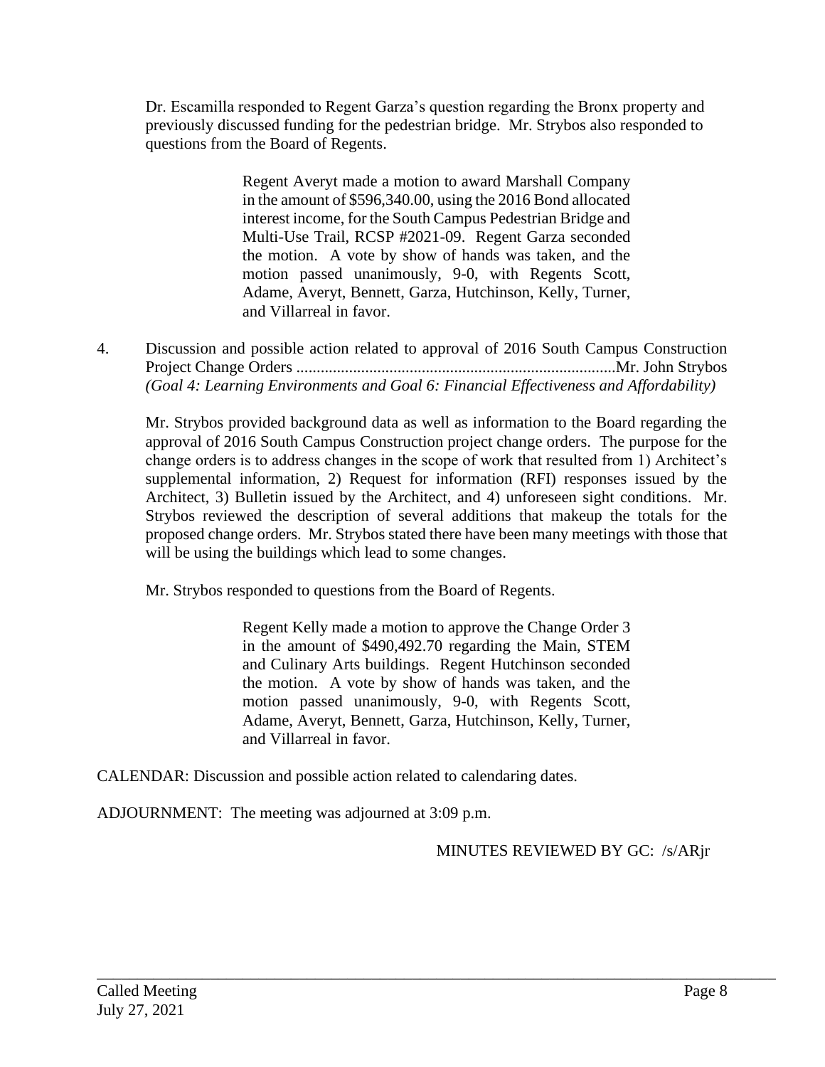Dr. Escamilla responded to Regent Garza's question regarding the Bronx property and previously discussed funding for the pedestrian bridge. Mr. Strybos also responded to questions from the Board of Regents.

> Regent Averyt made a motion to award Marshall Company in the amount of $596,340.00, using the 2016 Bond allocated interest income, for the South Campus Pedestrian Bridge and Multi-Use Trail, RCSP #2021-09. Regent Garza seconded the motion. A vote by show of hands was taken, and the motion passed unanimously, 9-0, with Regents Scott, Adame, Averyt, Bennett, Garza, Hutchinson, Kelly, Turner, and Villarreal in favor.

4. Discussion and possible action related to approval of 2016 South Campus Construction Project Change Orders ..............................................................................Mr. John Strybos
*(Goal 4: Learning Environments and Goal 6: Financial Effectiveness and Affordability)*

Mr. Strybos provided background data as well as information to the Board regarding the approval of 2016 South Campus Construction project change orders. The purpose for the change orders is to address changes in the scope of work that resulted from 1) Architect's supplemental information, 2) Request for information (RFI) responses issued by the Architect, 3) Bulletin issued by the Architect, and 4) unforeseen sight conditions. Mr. Strybos reviewed the description of several additions that makeup the totals for the proposed change orders. Mr. Strybos stated there have been many meetings with those that will be using the buildings which lead to some changes.

Mr. Strybos responded to questions from the Board of Regents.

> Regent Kelly made a motion to approve the Change Order 3 in the amount of $490,492.70 regarding the Main, STEM and Culinary Arts buildings. Regent Hutchinson seconded the motion. A vote by show of hands was taken, and the motion passed unanimously, 9-0, with Regents Scott, Adame, Averyt, Bennett, Garza, Hutchinson, Kelly, Turner, and Villarreal in favor.

CALENDAR: Discussion and possible action related to calendaring dates.

ADJOURNMENT: The meeting was adjourned at 3:09 p.m.

MINUTES REVIEWED BY GC: /s/ARjr